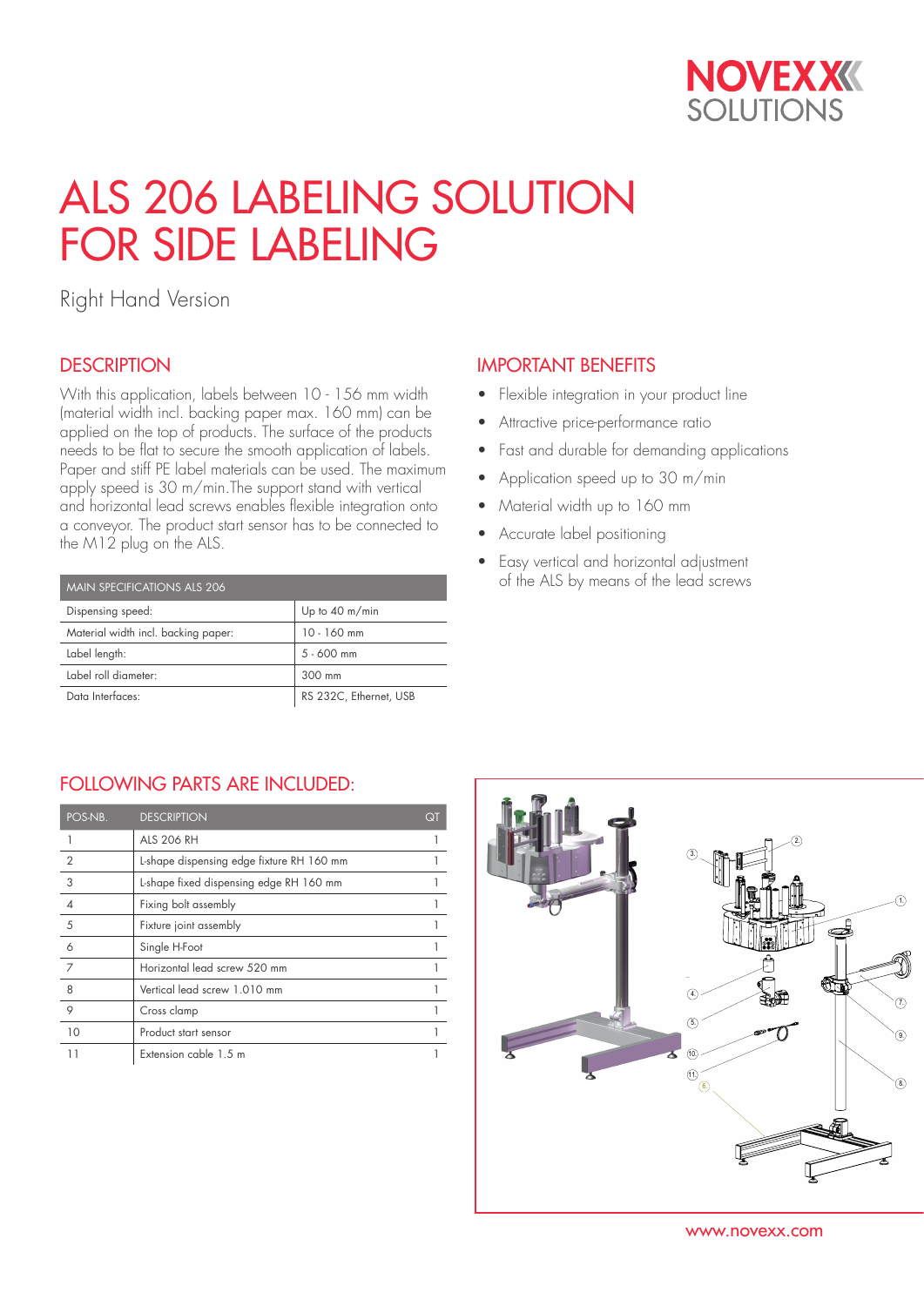NOVEXX SOLUTIONS

# ALS 206 LABELING SOLUTION FOR SIDE LABELING

Right Hand Version

## DESCRIPTION

With this application, labels between 10 - 156 mm width (material width incl. backing paper max. 160 mm) can be applied on the top of products. The surface of the products needs to be flat to secure the smooth application of labels. Paper and stiff PE label materials can be used. The maximum apply speed is 30 m/min.The support stand with vertical and horizontal lead screws enables flexible integration onto a conveyor. The product start sensor has to be connected to the M12 plug on the ALS.

| MAIN SPECIFICATIONS ALS 206 | |
|---|---|
| Dispensing speed: | Up to 40 m/min |
| Material width incl. backing paper: | 10 - 160 mm |
| Label length: | 5 - 600 mm |
| Label roll diameter: | 300 mm |
| Data Interfaces: | RS 232C, Ethernet, USB |

## IMPORTANT BENEFITS

- Flexible integration in your product line
- Attractive price-performance ratio
- Fast and durable for demanding applications
- Application speed up to 30 m/min
- Material width up to 160 mm
- Accurate label positioning
- Easy vertical and horizontal adjustment of the ALS by means of the lead screws

## FOLLOWING PARTS ARE INCLUDED:

| POS-NB. | DESCRIPTION | QT |
|---|---|---|
| 1 | ALS 206 RH | 1 |
| 2 | L-shape dispensing edge fixture RH 160 mm | 1 |
| 3 | L-shape fixed dispensing edge RH 160 mm | 1 |
| 4 | Fixing bolt assembly | 1 |
| 5 | Fixture joint assembly | 1 |
| 6 | Single H-Foot | 1 |
| 7 | Horizontal lead screw 520 mm | 1 |
| 8 | Vertical lead screw 1.010 mm | 1 |
| 9 | Cross clamp | 1 |
| 10 | Product start sensor | 1 |
| 11 | Extension cable 1.5 m | 1 |

www.novexx.com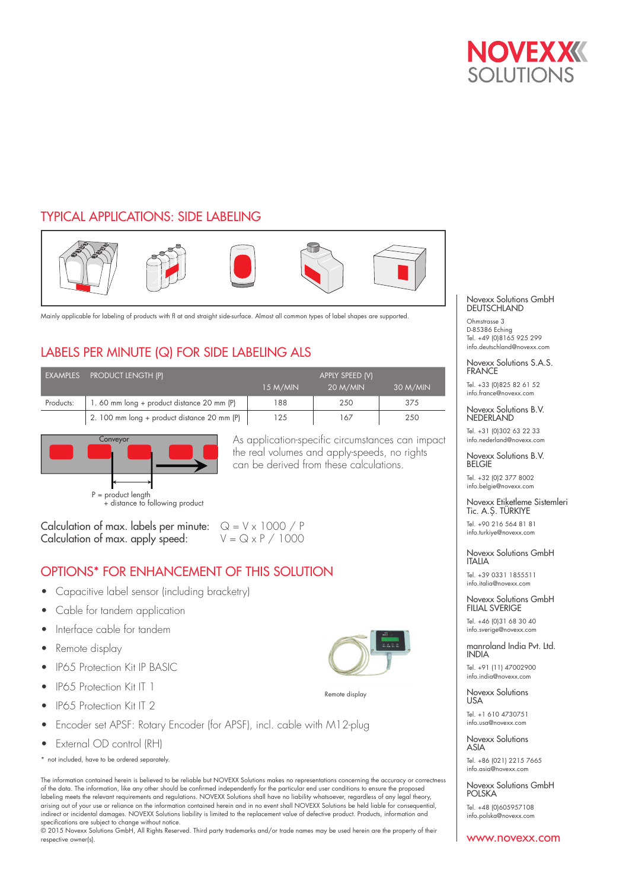NOVEXX SOLUTIONS

## TYPICAL APPLICATIONS: SIDE LABELING

Mainly applicable for labeling of products with fl at and straight side-surface. Almost all common types of label shapes are supported.

## LABELS PER MINUTE (Q) FOR SIDE LABELING ALS

| EXAMPLES | PRODUCT LENGTH (P) | APPLY SPEED (V) 15 M/MIN | 20 M/MIN | 30 M/MIN |
|---|---|---|---|---|
| Products: | 1. 60 mm long + product distance 20 mm (P) | 188 | 250 | 375 |
| | 2. 100 mm long + product distance 20 mm (P) | 125 | 167 | 250 |

Conveyor

P = product length
+ distance to following product

As application-specific circumstances can impact the real volumes and apply-speeds, no rights can be derived from these calculations.

Calculation of max. labels per minute: $Q = V \times 1000 / P$
Calculation of max. apply speed: $V = Q \times P / 1000$

## OPTIONS* FOR ENHANCEMENT OF THIS SOLUTION

- Capacitive label sensor (including bracketry)
- Cable for tandem application
- Interface cable for tandem
- Remote display
- IP65 Protection Kit IP BASIC
- IP65 Protection Kit IT 1
- IP65 Protection Kit IT 2
- Encoder set APSF: Rotary Encoder (for APSF), incl. cable with M12-plug
- External OD control (RH)

Remote display

\* not included, have to be ordered separately.

The information contained herein is believed to be reliable but NOVEXX Solutions makes no representations concerning the accuracy or correctness of the data. The information, like any other should be confirmed independently for the particular end user conditions to ensure the proposed labeling meets the relevant requirements and regulations. NOVEXX Solutions shall have no liability whatsoever, regardless of any legal theory, arising out of your use or reliance on the information contained herein and in no event shall NOVEXX Solutions be held liable for consequential, indirect or incidental damages. NOVEXX Solutions liability is limited to the replacement value of defective product. Products, information and specifications are subject to change without notice.
© 2015 Novexx Solutions GmbH, All Rights Reserved. Third party trademarks and/or trade names may be used herein are the property of their respective owner(s).

**Novexx Solutions GmbH**
**DEUTSCHLAND**
Ohmstrasse 3
D-85386 Eching
Tel. +49 (0)8165 925 299
info.deutschland@novexx.com

**Novexx Solutions S.A.S.**
**FRANCE**
Tel. +33 (0)825 82 61 52
info.france@novexx.com

**Novexx Solutions B.V.**
**NEDERLAND**
Tel. +31 (0)302 63 22 33
info.nederland@novexx.com

**Novexx Solutions B.V.**
**BELGIE**
Tel. +32 (0)2 377 8002
info.belgie@novexx.com

**Novexx Etiketleme Sistemleri Tic. A.Ş. TÜRKIYE**
Tel. +90 216 564 81 81
info.turkiye@novexx.com

**Novexx Solutions GmbH**
**ITALIA**
Tel. +39 0331 1855511
info.italia@novexx.com

**Novexx Solutions GmbH**
**FILIAL SVERIGE**
Tel. +46 (0)31 68 30 40
info.sverige@novexx.com

**manroland India Pvt. Ltd.**
**INDIA**
Tel. +91 (11) 47002900
info.india@novexx.com

**Novexx Solutions**
**USA**
Tel. +1 610 4730751
info.usa@novexx.com

**Novexx Solutions**
**ASIA**
Tel. +86 (021) 2215 7665
info.asia@novexx.com

**Novexx Solutions GmbH**
**POLSKA**
Tel. +48 (0)605957108
info.polska@novexx.com

www.novexx.com